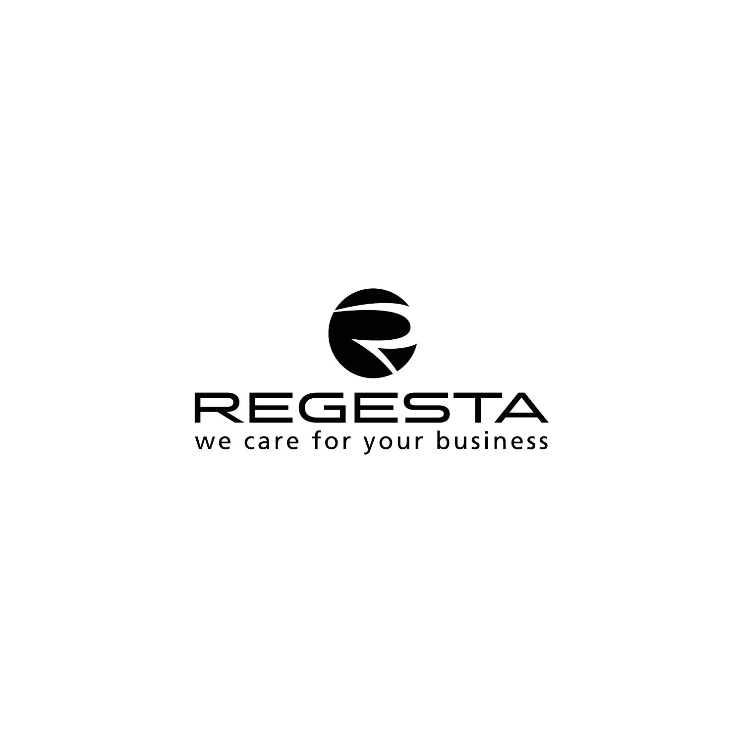REGESTA

we care for your business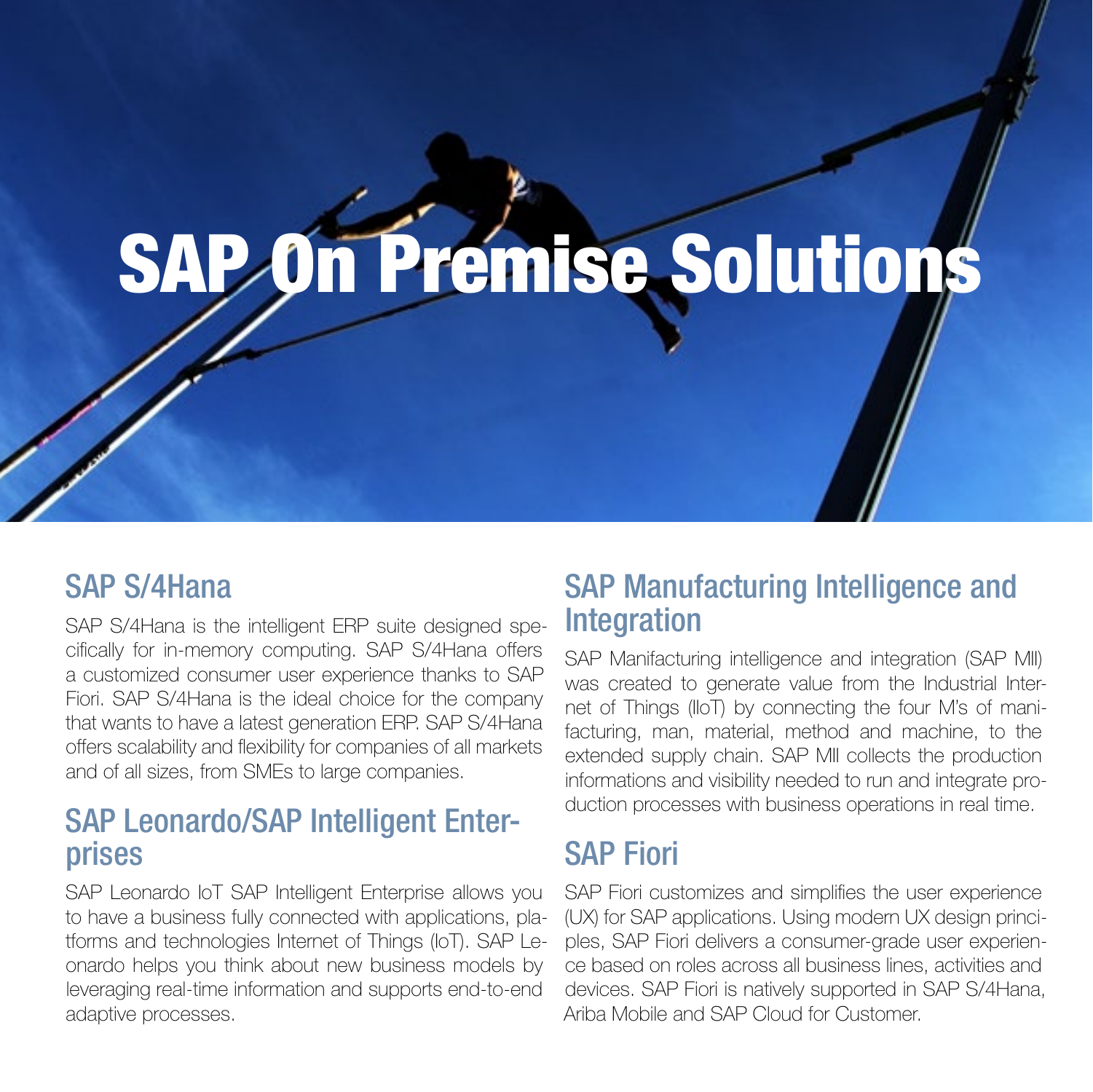# SAP On Premise Solutions

## SAP S/4Hana

SAP S/4Hana is the intelligent ERP suite designed specifically for in-memory computing. SAP S/4Hana offers a customized consumer user experience thanks to SAP Fiori. SAP S/4Hana is the ideal choice for the company that wants to have a latest generation ERP. SAP S/4Hana offers scalability and flexibility for companies of all markets and of all sizes, from SMEs to large companies.

## SAP Leonardo/SAP Intelligent Enterprises

SAP Leonardo IoT SAP Intelligent Enterprise allows you to have a business fully connected with applications, platforms and technologies Internet of Things (IoT). SAP Leonardo helps you think about new business models by leveraging real-time information and supports end-to-end adaptive processes.

## SAP Manufacturing Intelligence and Integration

SAP Manifacturing intelligence and integration (SAP MII) was created to generate value from the Industrial Internet of Things (IIoT) by connecting the four M's of manifacturing, man, material, method and machine, to the extended supply chain. SAP MII collects the production informations and visibility needed to run and integrate production processes with business operations in real time.

## SAP Fiori

SAP Fiori customizes and simplifies the user experience (UX) for SAP applications. Using modern UX design principles, SAP Fiori delivers a consumer-grade user experience based on roles across all business lines, activities and devices. SAP Fiori is natively supported in SAP S/4Hana, Ariba Mobile and SAP Cloud for Customer.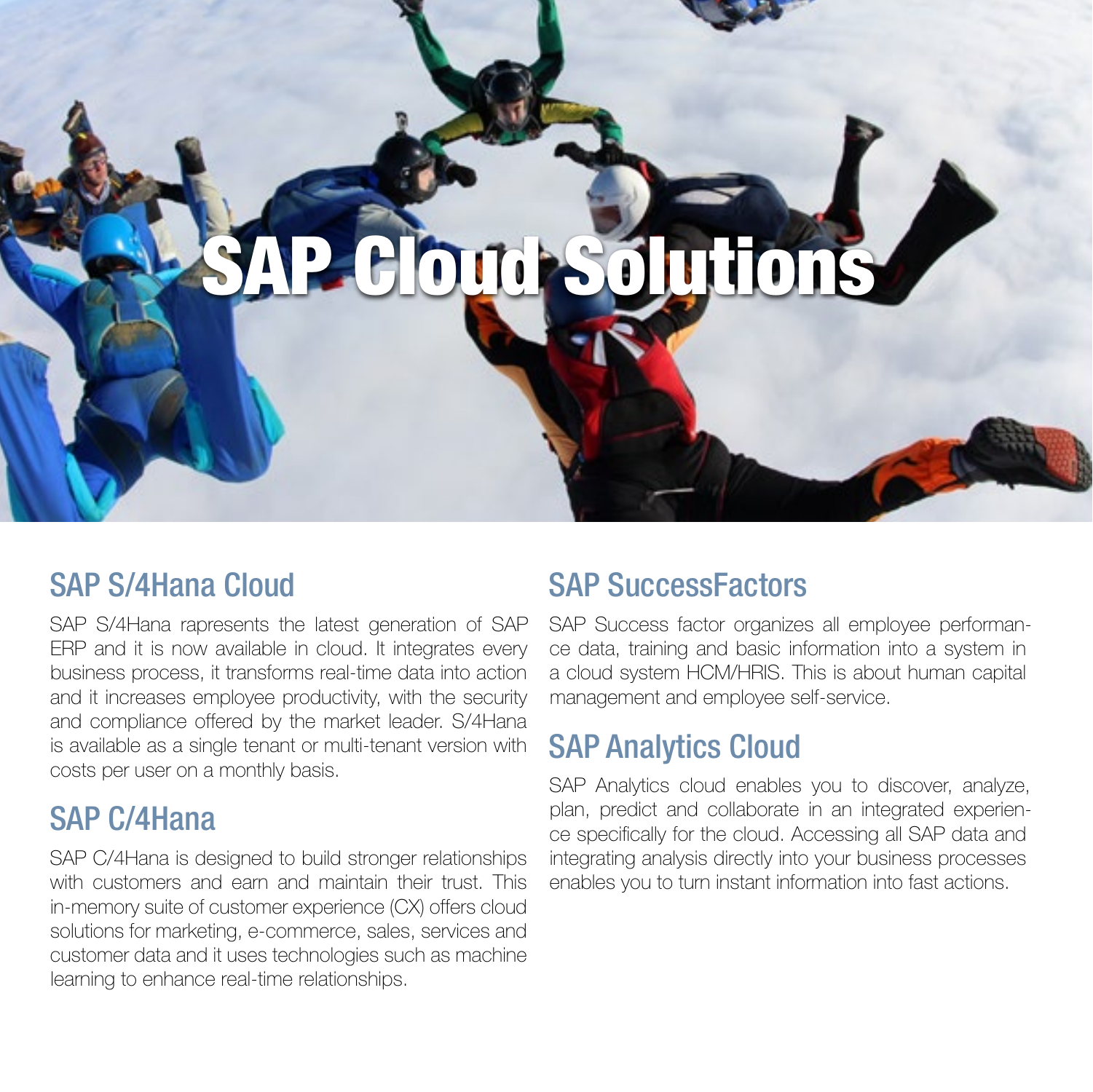# SAP Cloud Solutions

## SAP S/4Hana Cloud

SAP S/4Hana rapresents the latest generation of SAP ERP and it is now available in cloud. It integrates every business process, it transforms real-time data into action and it increases employee productivity, with the security and compliance offered by the market leader. S/4Hana is available as a single tenant or multi-tenant version with costs per user on a monthly basis.

## SAP C/4Hana

SAP C/4Hana is designed to build stronger relationships with customers and earn and maintain their trust. This in-memory suite of customer experience (CX) offers cloud solutions for marketing, e-commerce, sales, services and customer data and it uses technologies such as machine learning to enhance real-time relationships.

## SAP SuccessFactors

SAP Success factor organizes all employee performance data, training and basic information into a system in a cloud system HCM/HRIS. This is about human capital management and employee self-service.

## SAP Analytics Cloud

SAP Analytics cloud enables you to discover, analyze, plan, predict and collaborate in an integrated experience specifically for the cloud. Accessing all SAP data and integrating analysis directly into your business processes enables you to turn instant information into fast actions.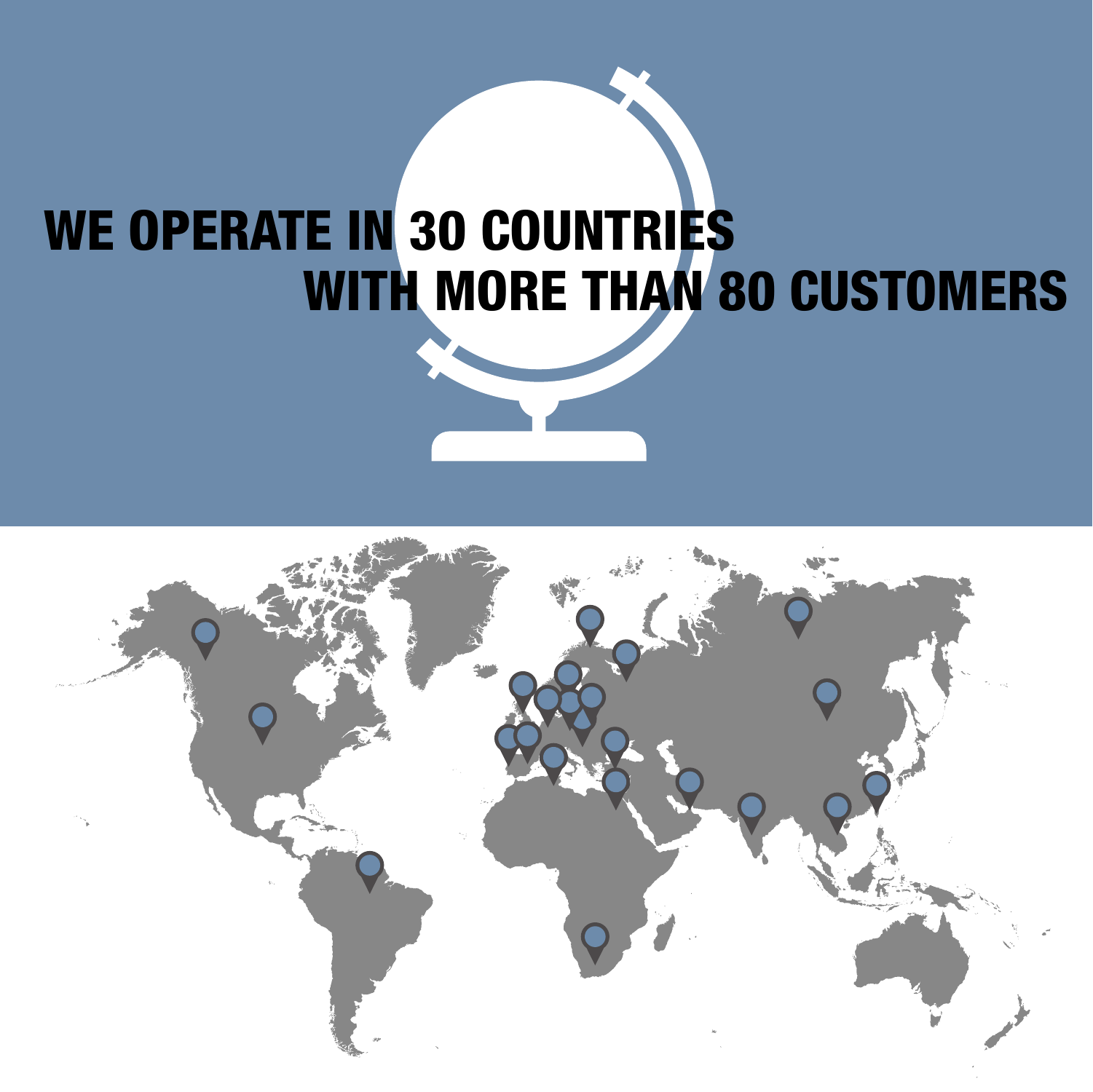# WE OPERATE IN 30 COUNTRIES WITH MORE THAN 80 CUSTOMERS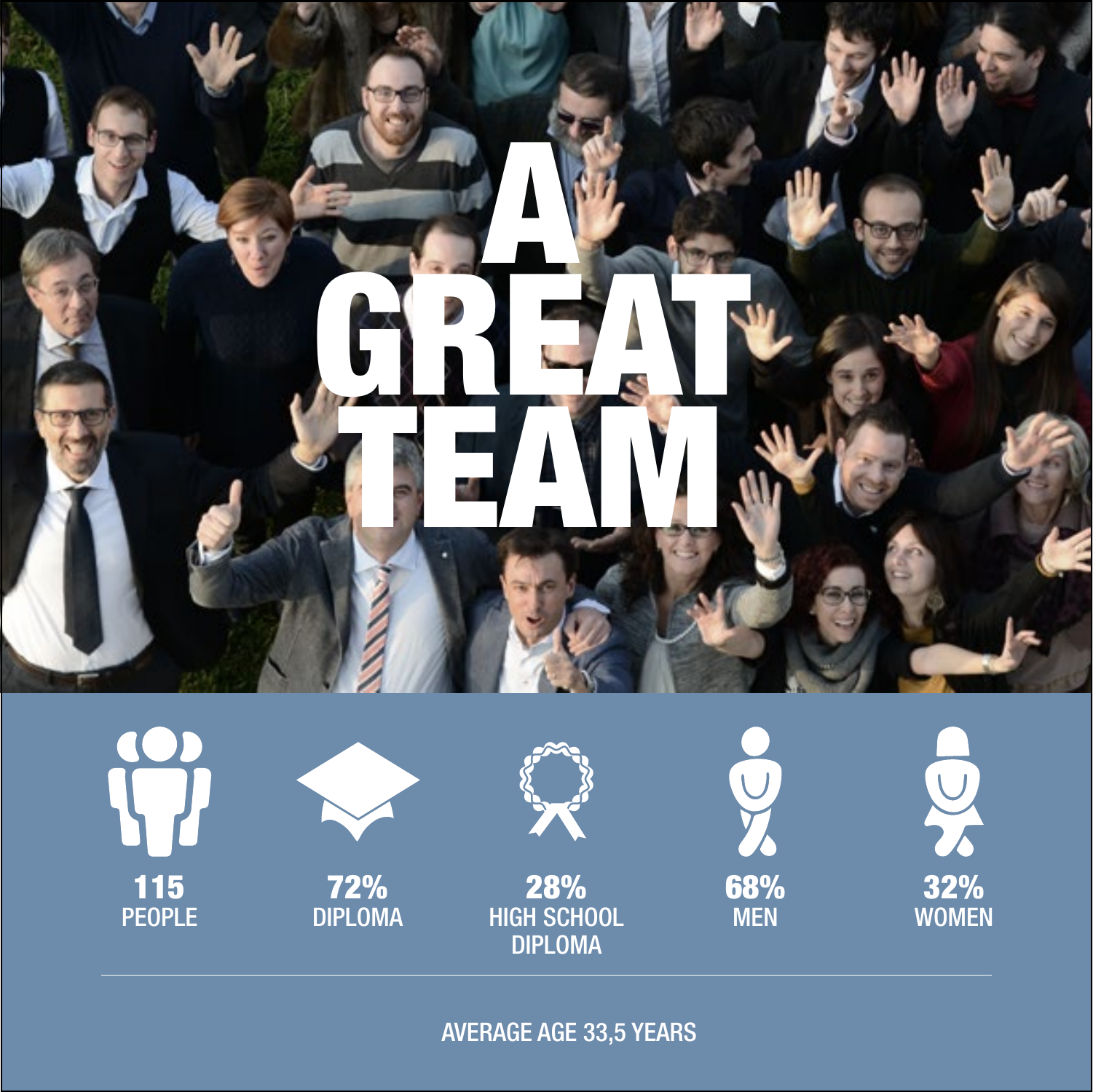# A GREAT TEAM

**115**
PEOPLE

**72%**
DIPLOMA

**28%**
HIGH SCHOOL DIPLOMA

**68%**
MEN

**32%**
WOMEN

AVERAGE AGE 33,5 YEARS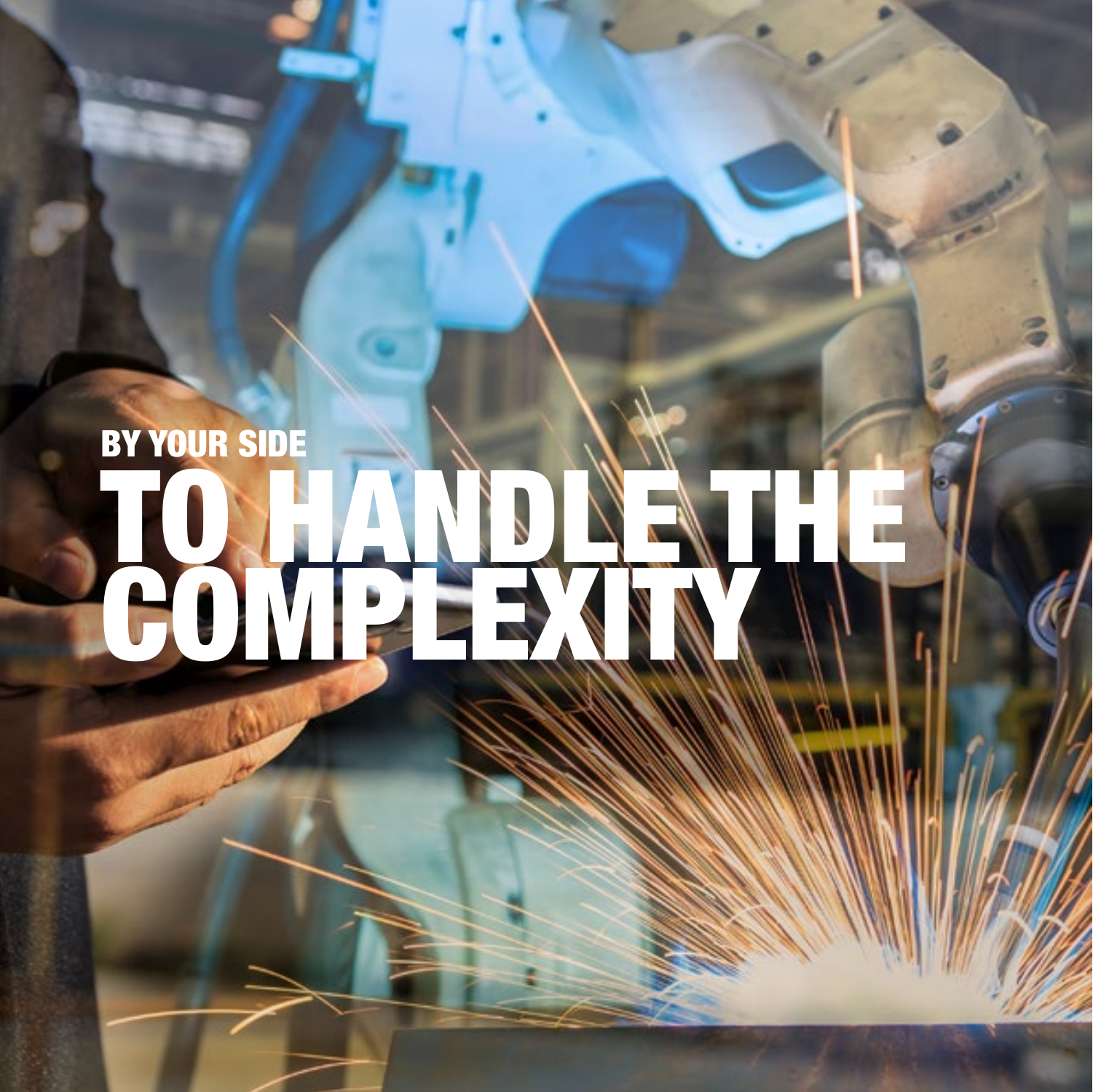BY YOUR SIDE

# TO HANDLE THE COMPLEXITY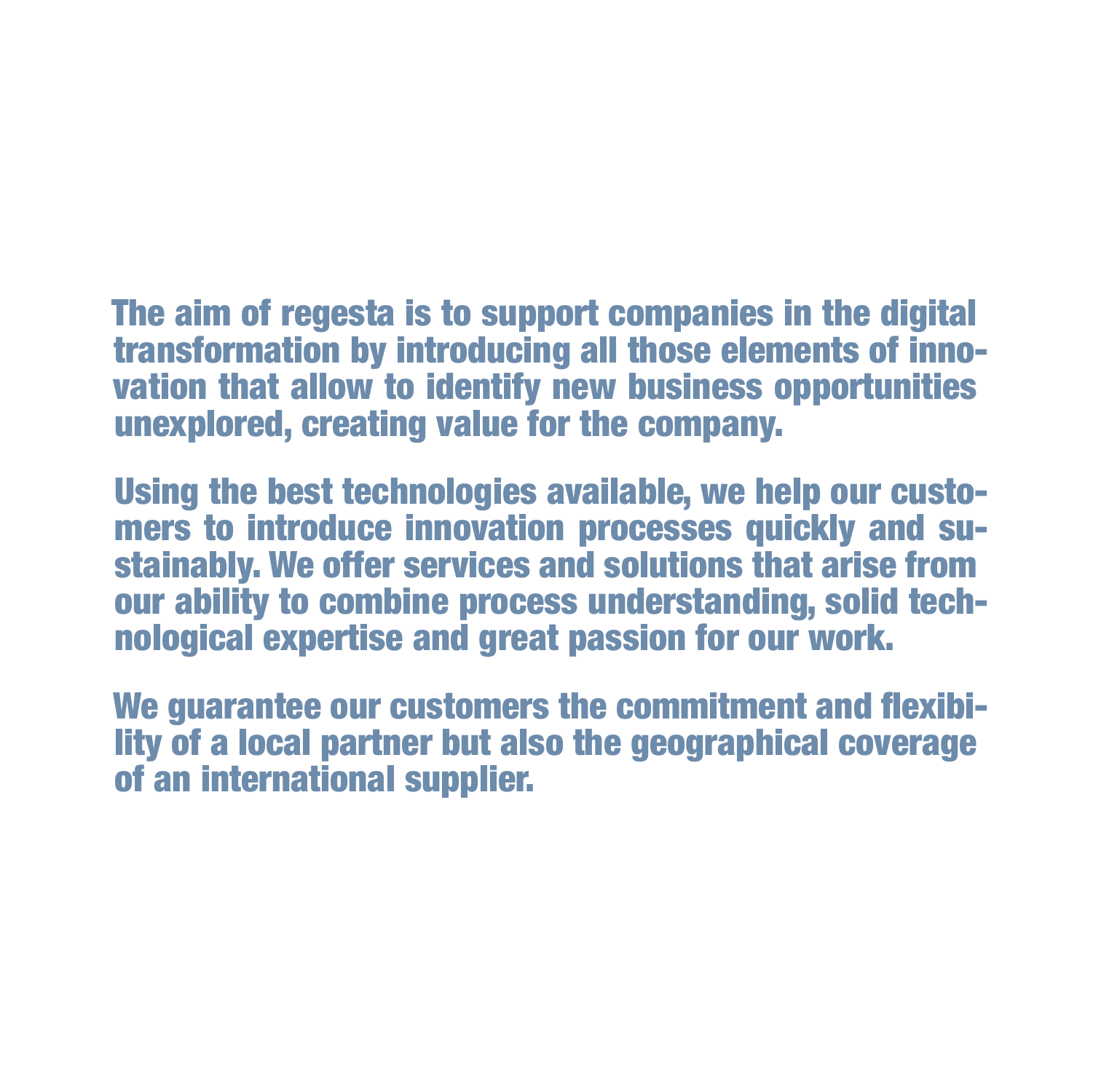The aim of regesta is to support companies in the digital transformation by introducing all those elements of innovation that allow to identify new business opportunities unexplored, creating value for the company.

Using the best technologies available, we help our customers to introduce innovation processes quickly and sustainably. We offer services and solutions that arise from our ability to combine process understanding, solid technological expertise and great passion for our work.

We guarantee our customers the commitment and flexibility of a local partner but also the geographical coverage of an international supplier.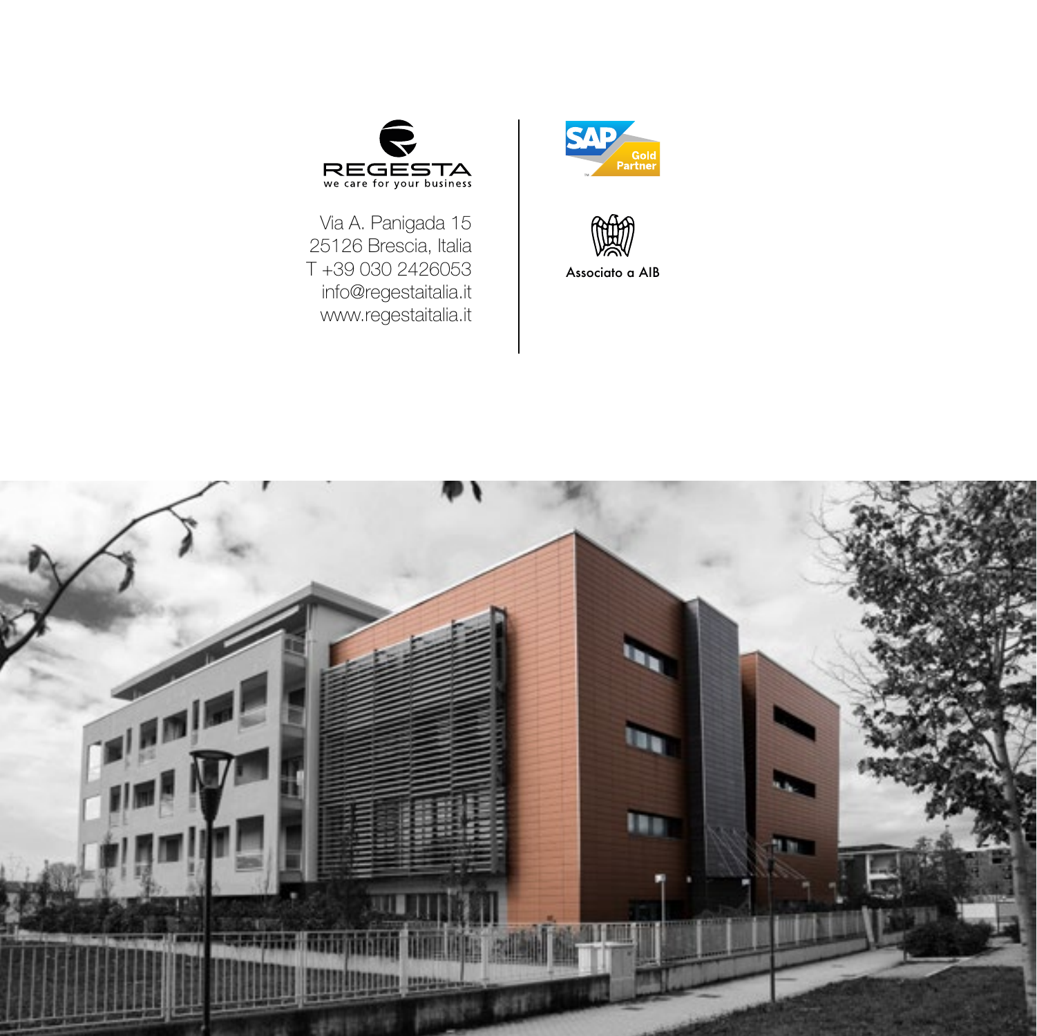REGESTA

we care for your business

Via A. Panigada 15
25126 Brescia, Italia
T +39 030 2426053
info@regestaitalia.it
www.regestaitalia.it

SAP Gold Partner

Associato a AIB